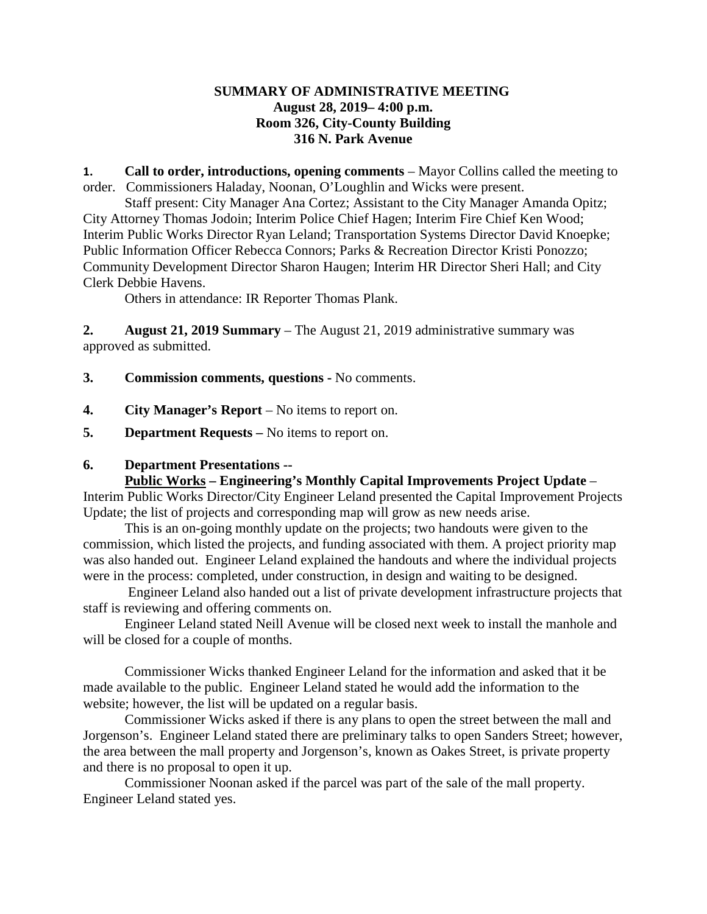**SUMMARY OF ADMINISTRATIVE MEETING**
**August 28, 2019– 4:00 p.m.**
**Room 326, City-County Building**
**316 N. Park Avenue**

**1. Call to order, introductions, opening comments** – Mayor Collins called the meeting to order. Commissioners Haladay, Noonan, O'Loughlin and Wicks were present.

Staff present: City Manager Ana Cortez; Assistant to the City Manager Amanda Opitz; City Attorney Thomas Jodoin; Interim Police Chief Hagen; Interim Fire Chief Ken Wood; Interim Public Works Director Ryan Leland; Transportation Systems Director David Knoepke; Public Information Officer Rebecca Connors; Parks & Recreation Director Kristi Ponozzo; Community Development Director Sharon Haugen; Interim HR Director Sheri Hall; and City Clerk Debbie Havens.

Others in attendance: IR Reporter Thomas Plank.

**2. August 21, 2019 Summary** – The August 21, 2019 administrative summary was approved as submitted.

**3. Commission comments, questions -** No comments.

**4. City Manager's Report** – No items to report on.

**5. Department Requests –** No items to report on.

**6. Department Presentations --**

**<u>Public Works</u> – Engineering's Monthly Capital Improvements Project Update** – Interim Public Works Director/City Engineer Leland presented the Capital Improvement Projects Update; the list of projects and corresponding map will grow as new needs arise.

This is an on-going monthly update on the projects; two handouts were given to the commission, which listed the projects, and funding associated with them. A project priority map was also handed out. Engineer Leland explained the handouts and where the individual projects were in the process: completed, under construction, in design and waiting to be designed.

Engineer Leland also handed out a list of private development infrastructure projects that staff is reviewing and offering comments on.

Engineer Leland stated Neill Avenue will be closed next week to install the manhole and will be closed for a couple of months.

Commissioner Wicks thanked Engineer Leland for the information and asked that it be made available to the public. Engineer Leland stated he would add the information to the website; however, the list will be updated on a regular basis.

Commissioner Wicks asked if there is any plans to open the street between the mall and Jorgenson's. Engineer Leland stated there are preliminary talks to open Sanders Street; however, the area between the mall property and Jorgenson's, known as Oakes Street, is private property and there is no proposal to open it up.

Commissioner Noonan asked if the parcel was part of the sale of the mall property. Engineer Leland stated yes.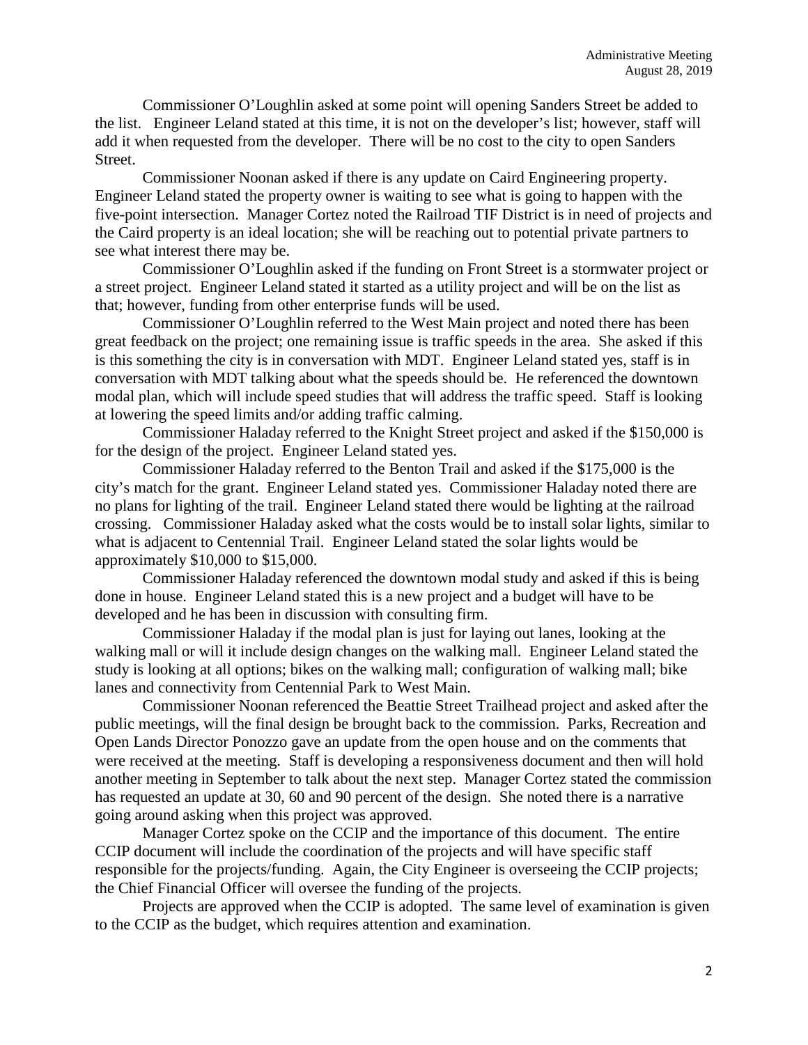Commissioner O'Loughlin asked at some point will opening Sanders Street be added to the list. Engineer Leland stated at this time, it is not on the developer's list; however, staff will add it when requested from the developer. There will be no cost to the city to open Sanders Street.

Commissioner Noonan asked if there is any update on Caird Engineering property. Engineer Leland stated the property owner is waiting to see what is going to happen with the five-point intersection. Manager Cortez noted the Railroad TIF District is in need of projects and the Caird property is an ideal location; she will be reaching out to potential private partners to see what interest there may be.

Commissioner O'Loughlin asked if the funding on Front Street is a stormwater project or a street project. Engineer Leland stated it started as a utility project and will be on the list as that; however, funding from other enterprise funds will be used.

Commissioner O'Loughlin referred to the West Main project and noted there has been great feedback on the project; one remaining issue is traffic speeds in the area. She asked if this is this something the city is in conversation with MDT. Engineer Leland stated yes, staff is in conversation with MDT talking about what the speeds should be. He referenced the downtown modal plan, which will include speed studies that will address the traffic speed. Staff is looking at lowering the speed limits and/or adding traffic calming.

Commissioner Haladay referred to the Knight Street project and asked if the $150,000 is for the design of the project. Engineer Leland stated yes.

Commissioner Haladay referred to the Benton Trail and asked if the $175,000 is the city's match for the grant. Engineer Leland stated yes. Commissioner Haladay noted there are no plans for lighting of the trail. Engineer Leland stated there would be lighting at the railroad crossing. Commissioner Haladay asked what the costs would be to install solar lights, similar to what is adjacent to Centennial Trail. Engineer Leland stated the solar lights would be approximately $10,000 to $15,000.

Commissioner Haladay referenced the downtown modal study and asked if this is being done in house. Engineer Leland stated this is a new project and a budget will have to be developed and he has been in discussion with consulting firm.

Commissioner Haladay if the modal plan is just for laying out lanes, looking at the walking mall or will it include design changes on the walking mall. Engineer Leland stated the study is looking at all options; bikes on the walking mall; configuration of walking mall; bike lanes and connectivity from Centennial Park to West Main.

Commissioner Noonan referenced the Beattie Street Trailhead project and asked after the public meetings, will the final design be brought back to the commission. Parks, Recreation and Open Lands Director Ponozzo gave an update from the open house and on the comments that were received at the meeting. Staff is developing a responsiveness document and then will hold another meeting in September to talk about the next step. Manager Cortez stated the commission has requested an update at 30, 60 and 90 percent of the design. She noted there is a narrative going around asking when this project was approved.

Manager Cortez spoke on the CCIP and the importance of this document. The entire CCIP document will include the coordination of the projects and will have specific staff responsible for the projects/funding. Again, the City Engineer is overseeing the CCIP projects; the Chief Financial Officer will oversee the funding of the projects.

Projects are approved when the CCIP is adopted. The same level of examination is given to the CCIP as the budget, which requires attention and examination.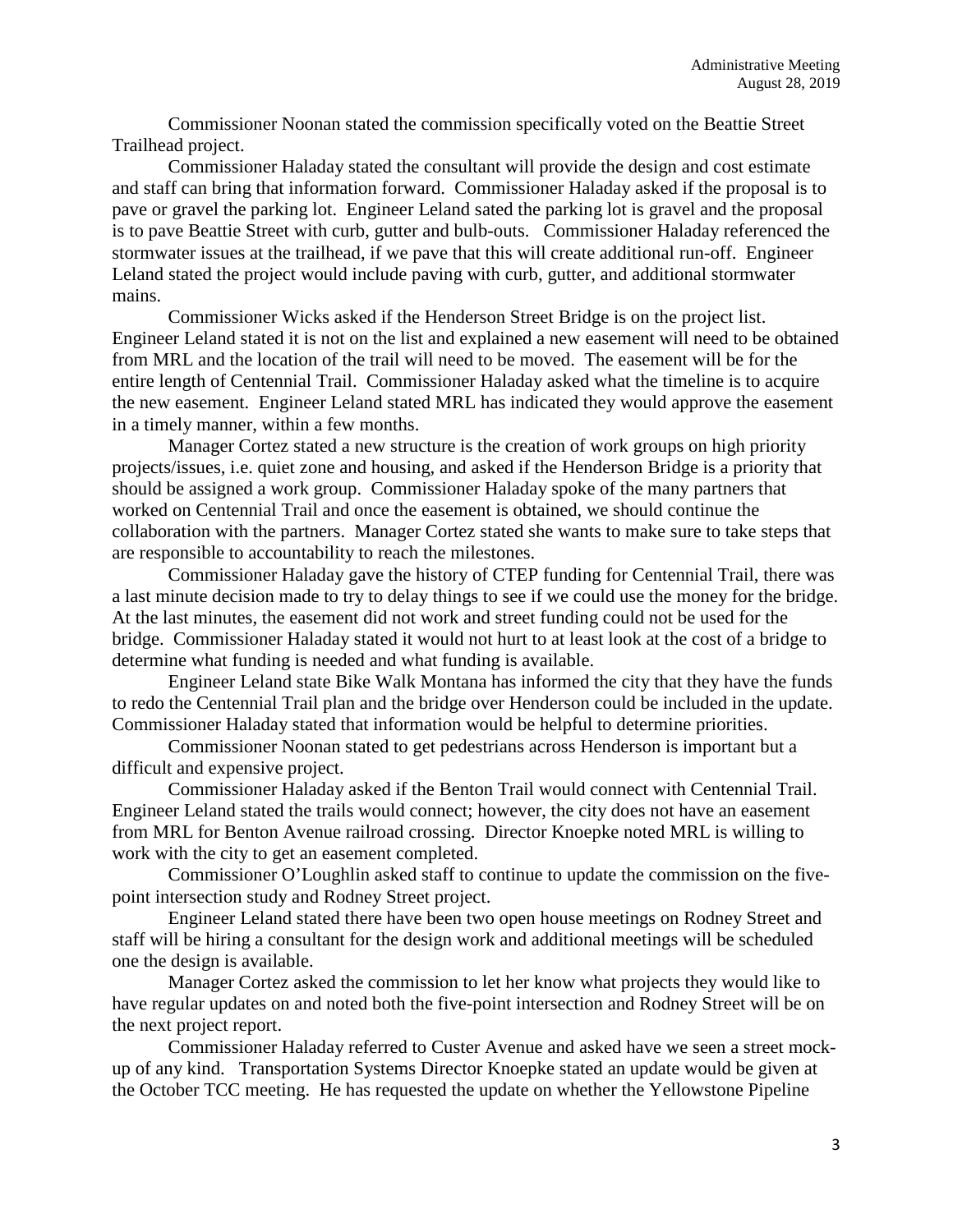Commissioner Noonan stated the commission specifically voted on the Beattie Street Trailhead project.

Commissioner Haladay stated the consultant will provide the design and cost estimate and staff can bring that information forward. Commissioner Haladay asked if the proposal is to pave or gravel the parking lot. Engineer Leland sated the parking lot is gravel and the proposal is to pave Beattie Street with curb, gutter and bulb-outs. Commissioner Haladay referenced the stormwater issues at the trailhead, if we pave that this will create additional run-off. Engineer Leland stated the project would include paving with curb, gutter, and additional stormwater mains.

Commissioner Wicks asked if the Henderson Street Bridge is on the project list. Engineer Leland stated it is not on the list and explained a new easement will need to be obtained from MRL and the location of the trail will need to be moved. The easement will be for the entire length of Centennial Trail. Commissioner Haladay asked what the timeline is to acquire the new easement. Engineer Leland stated MRL has indicated they would approve the easement in a timely manner, within a few months.

Manager Cortez stated a new structure is the creation of work groups on high priority projects/issues, i.e. quiet zone and housing, and asked if the Henderson Bridge is a priority that should be assigned a work group. Commissioner Haladay spoke of the many partners that worked on Centennial Trail and once the easement is obtained, we should continue the collaboration with the partners. Manager Cortez stated she wants to make sure to take steps that are responsible to accountability to reach the milestones.

Commissioner Haladay gave the history of CTEP funding for Centennial Trail, there was a last minute decision made to try to delay things to see if we could use the money for the bridge. At the last minutes, the easement did not work and street funding could not be used for the bridge. Commissioner Haladay stated it would not hurt to at least look at the cost of a bridge to determine what funding is needed and what funding is available.

Engineer Leland state Bike Walk Montana has informed the city that they have the funds to redo the Centennial Trail plan and the bridge over Henderson could be included in the update. Commissioner Haladay stated that information would be helpful to determine priorities.

Commissioner Noonan stated to get pedestrians across Henderson is important but a difficult and expensive project.

Commissioner Haladay asked if the Benton Trail would connect with Centennial Trail. Engineer Leland stated the trails would connect; however, the city does not have an easement from MRL for Benton Avenue railroad crossing. Director Knoepke noted MRL is willing to work with the city to get an easement completed.

Commissioner O'Loughlin asked staff to continue to update the commission on the five-point intersection study and Rodney Street project.

Engineer Leland stated there have been two open house meetings on Rodney Street and staff will be hiring a consultant for the design work and additional meetings will be scheduled one the design is available.

Manager Cortez asked the commission to let her know what projects they would like to have regular updates on and noted both the five-point intersection and Rodney Street will be on the next project report.

Commissioner Haladay referred to Custer Avenue and asked have we seen a street mock-up of any kind. Transportation Systems Director Knoepke stated an update would be given at the October TCC meeting. He has requested the update on whether the Yellowstone Pipeline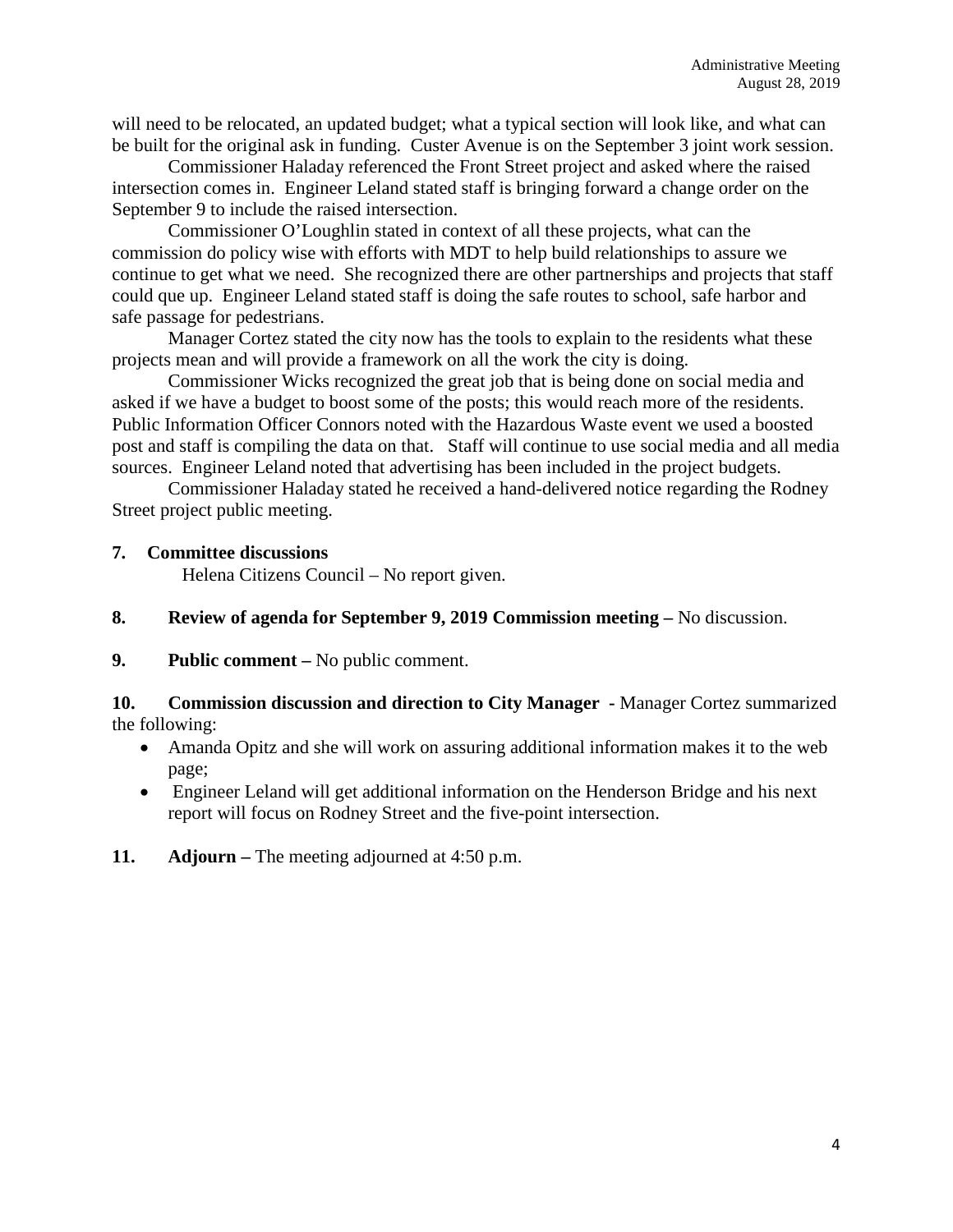will need to be relocated, an updated budget; what a typical section will look like, and what can be built for the original ask in funding. Custer Avenue is on the September 3 joint work session.

Commissioner Haladay referenced the Front Street project and asked where the raised intersection comes in. Engineer Leland stated staff is bringing forward a change order on the September 9 to include the raised intersection.

Commissioner O'Loughlin stated in context of all these projects, what can the commission do policy wise with efforts with MDT to help build relationships to assure we continue to get what we need. She recognized there are other partnerships and projects that staff could que up. Engineer Leland stated staff is doing the safe routes to school, safe harbor and safe passage for pedestrians.

Manager Cortez stated the city now has the tools to explain to the residents what these projects mean and will provide a framework on all the work the city is doing.

Commissioner Wicks recognized the great job that is being done on social media and asked if we have a budget to boost some of the posts; this would reach more of the residents. Public Information Officer Connors noted with the Hazardous Waste event we used a boosted post and staff is compiling the data on that. Staff will continue to use social media and all media sources. Engineer Leland noted that advertising has been included in the project budgets.

Commissioner Haladay stated he received a hand-delivered notice regarding the Rodney Street project public meeting.

**7. Committee discussions**

Helena Citizens Council – No report given.

**8. Review of agenda for September 9, 2019 Commission meeting –** No discussion.

**9. Public comment –** No public comment.

**10. Commission discussion and direction to City Manager -** Manager Cortez summarized the following:

- Amanda Opitz and she will work on assuring additional information makes it to the web page;
- Engineer Leland will get additional information on the Henderson Bridge and his next report will focus on Rodney Street and the five-point intersection.

**11. Adjourn –** The meeting adjourned at 4:50 p.m.